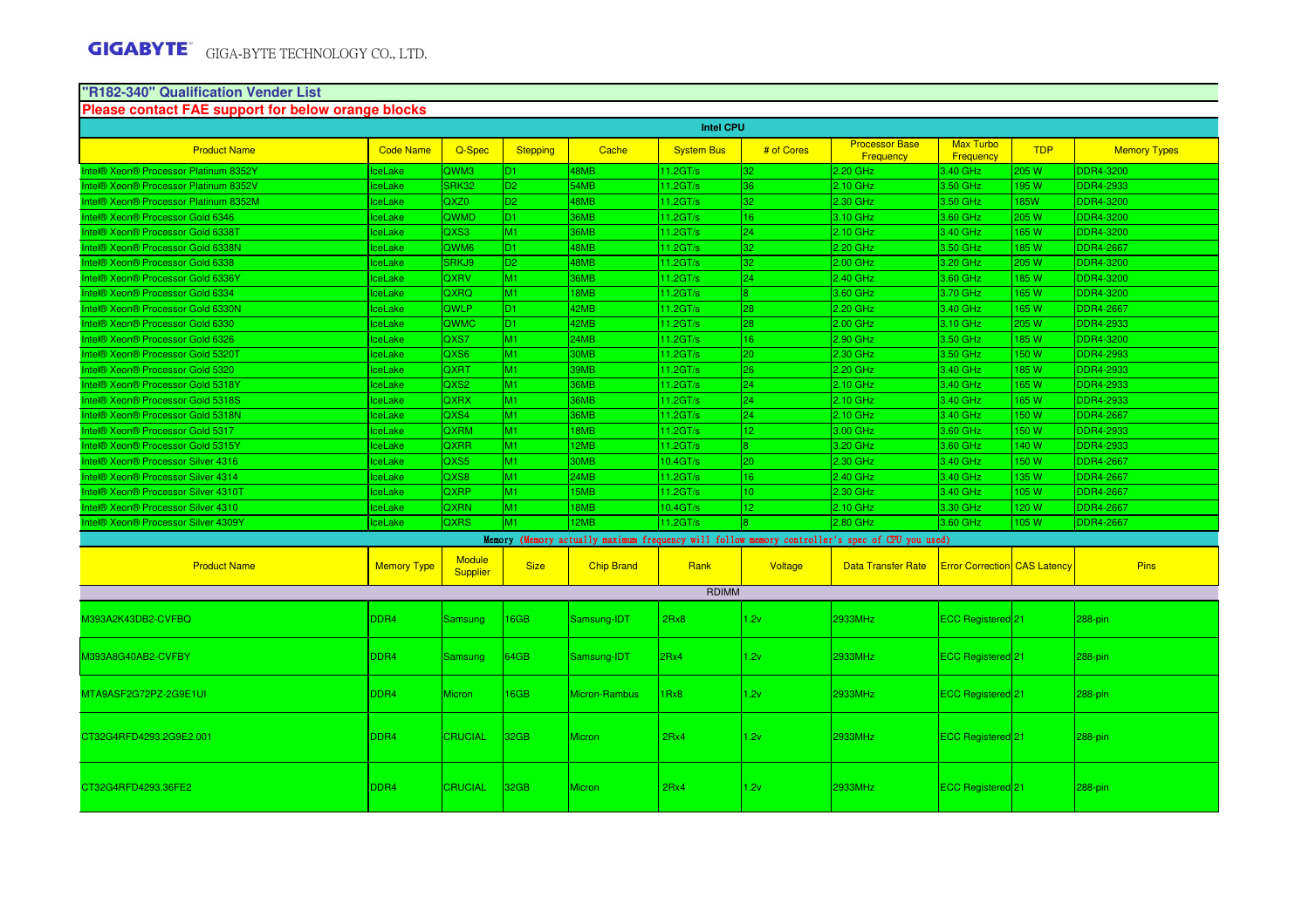**GIGABYTE** GIGA-BYTE TECHNOLOGY CO., LTD.

## "R182-340" Qualification Vender List

**Please contact FAE support for below orange blocks**

| Intel CPU | | | | | | | | | | |
|---|---|---|---|---|---|---|---|---|---|---|
| Product Name | Code Name | Q-Spec | Stepping | Cache | System Bus | # of Cores | Processor Base Frequency | Max Turbo Frequency | TDP | Memory Types |
| Intel® Xeon® Processor Platinum 8352Y | IceLake | QWM3 | D1 | 48MB | 11.2GT/s | 32 | 2.20 GHz | 3.40 GHz | 205 W | DDR4-3200 |
| Intel® Xeon® Processor Platinum 8352V | IceLake | SRK32 | D2 | 54MB | 11.2GT/s | 36 | 2.10 GHz | 3.50 GHz | 195 W | DDR4-2933 |
| Intel® Xeon® Processor Platinum 8352M | IceLake | QXZ0 | D2 | 48MB | 11.2GT/s | 32 | 2.30 GHz | 3.50 GHz | 185W | DDR4-3200 |
| Intel® Xeon® Processor Gold 6346 | IceLake | QWMD | D1 | 36MB | 11.2GT/s | 16 | 3.10 GHz | 3.60 GHz | 205 W | DDR4-3200 |
| Intel® Xeon® Processor Gold 6338T | IceLake | QXS3 | M1 | 36MB | 11.2GT/s | 24 | 2.10 GHz | 3.40 GHz | 165 W | DDR4-3200 |
| Intel® Xeon® Processor Gold 6338N | IceLake | QWM6 | D1 | 48MB | 11.2GT/s | 32 | 2.20 GHz | 3.50 GHz | 185 W | DDR4-2667 |
| Intel® Xeon® Processor Gold 6338 | IceLake | SRKJ9 | D2 | 48MB | 11.2GT/s | 32 | 2.00 GHz | 3.20 GHz | 205 W | DDR4-3200 |
| Intel® Xeon® Processor Gold 6336Y | IceLake | QXRV | M1 | 36MB | 11.2GT/s | 24 | 2.40 GHz | 3.60 GHz | 185 W | DDR4-3200 |
| Intel® Xeon® Processor Gold 6334 | IceLake | QXRQ | M1 | 18MB | 11.2GT/s | 8 | 3.60 GHz | 3.70 GHz | 165 W | DDR4-3200 |
| Intel® Xeon® Processor Gold 6330N | IceLake | QWLP | D1 | 42MB | 11.2GT/s | 28 | 2.20 GHz | 3.40 GHz | 165 W | DDR4-2667 |
| Intel® Xeon® Processor Gold 6330 | IceLake | QWMC | D1 | 42MB | 11.2GT/s | 28 | 2.00 GHz | 3.10 GHz | 205 W | DDR4-2933 |
| Intel® Xeon® Processor Gold 6326 | IceLake | QXS7 | M1 | 24MB | 11.2GT/s | 16 | 2.90 GHz | 3.50 GHz | 185 W | DDR4-3200 |
| Intel® Xeon® Processor Gold 5320T | IceLake | QXS6 | M1 | 30MB | 11.2GT/s | 20 | 2.30 GHz | 3.50 GHz | 150 W | DDR4-2993 |
| Intel® Xeon® Processor Gold 5320 | IceLake | QXRT | M1 | 39MB | 11.2GT/s | 26 | 2.20 GHz | 3.40 GHz | 185 W | DDR4-2933 |
| Intel® Xeon® Processor Gold 5318Y | IceLake | QXS2 | M1 | 36MB | 11.2GT/s | 24 | 2.10 GHz | 3.40 GHz | 165 W | DDR4-2933 |
| Intel® Xeon® Processor Gold 5318S | IceLake | QXRX | M1 | 36MB | 11.2GT/s | 24 | 2.10 GHz | 3.40 GHz | 165 W | DDR4-2933 |
| Intel® Xeon® Processor Gold 5318N | IceLake | QXS4 | M1 | 36MB | 11.2GT/s | 24 | 2.10 GHz | 3.40 GHz | 150 W | DDR4-2667 |
| Intel® Xeon® Processor Gold 5317 | IceLake | QXRM | M1 | 18MB | 11.2GT/s | 12 | 3.00 GHz | 3.60 GHz | 150 W | DDR4-2933 |
| Intel® Xeon® Processor Gold 5315Y | IceLake | QXRR | M1 | 12MB | 11.2GT/s | 8 | 3.20 GHz | 3.60 GHz | 140 W | DDR4-2933 |
| Intel® Xeon® Processor Silver 4316 | IceLake | QXS5 | M1 | 30MB | 10.4GT/s | 20 | 2.30 GHz | 3.40 GHz | 150 W | DDR4-2667 |
| Intel® Xeon® Processor Silver 4314 | IceLake | QXS8 | M1 | 24MB | 11.2GT/s | 16 | 2.40 GHz | 3.40 GHz | 135 W | DDR4-2667 |
| Intel® Xeon® Processor Silver 4310T | IceLake | QXRP | M1 | 15MB | 11.2GT/s | 10 | 2.30 GHz | 3.40 GHz | 105 W | DDR4-2667 |
| Intel® Xeon® Processor Silver 4310 | IceLake | QXRN | M1 | 18MB | 10.4GT/s | 12 | 2.10 GHz | 3.30 GHz | 120 W | DDR4-2667 |
| Intel® Xeon® Processor Silver 4309Y | IceLake | QXRS | M1 | 12MB | 11.2GT/s | 8 | 2.80 GHz | 3.60 GHz | 105 W | DDR4-2667 |

**Memory** (Memory actually maximum frequency will follow memory controller's spec of CPU you used)

| Product Name | Memory Type | Module Supplier | Size | Chip Brand | Rank | Voltage | Data Transfer Rate | Error Correction | CAS Latency | Pins |
|---|---|---|---|---|---|---|---|---|---|---|
| RDIMM | | | | | | | | | | |
| M393A2K43DB2-CVFBQ | DDR4 | Samsung | 16GB | Samsung-IDT | 2Rx8 | 1.2v | 2933MHz | ECC Registered | 21 | 288-pin |
| M393A8G40AB2-CVFBY | DDR4 | Samsung | 64GB | Samsung-IDT | 2Rx4 | 1.2v | 2933MHz | ECC Registered | 21 | 288-pin |
| MTA9ASF2G72PZ-2G9E1UI | DDR4 | Micron | 16GB | Micron-Rambus | 1Rx8 | 1.2v | 2933MHz | ECC Registered | 21 | 288-pin |
| CT32G4RFD4293.2G9E2.001 | DDR4 | CRUCIAL | 32GB | Micron | 2Rx4 | 1.2v | 2933MHz | ECC Registered | 21 | 288-pin |
| CT32G4RFD4293.36FE2 | DDR4 | CRUCIAL | 32GB | Micron | 2Rx4 | 1.2v | 2933MHz | ECC Registered | 21 | 288-pin |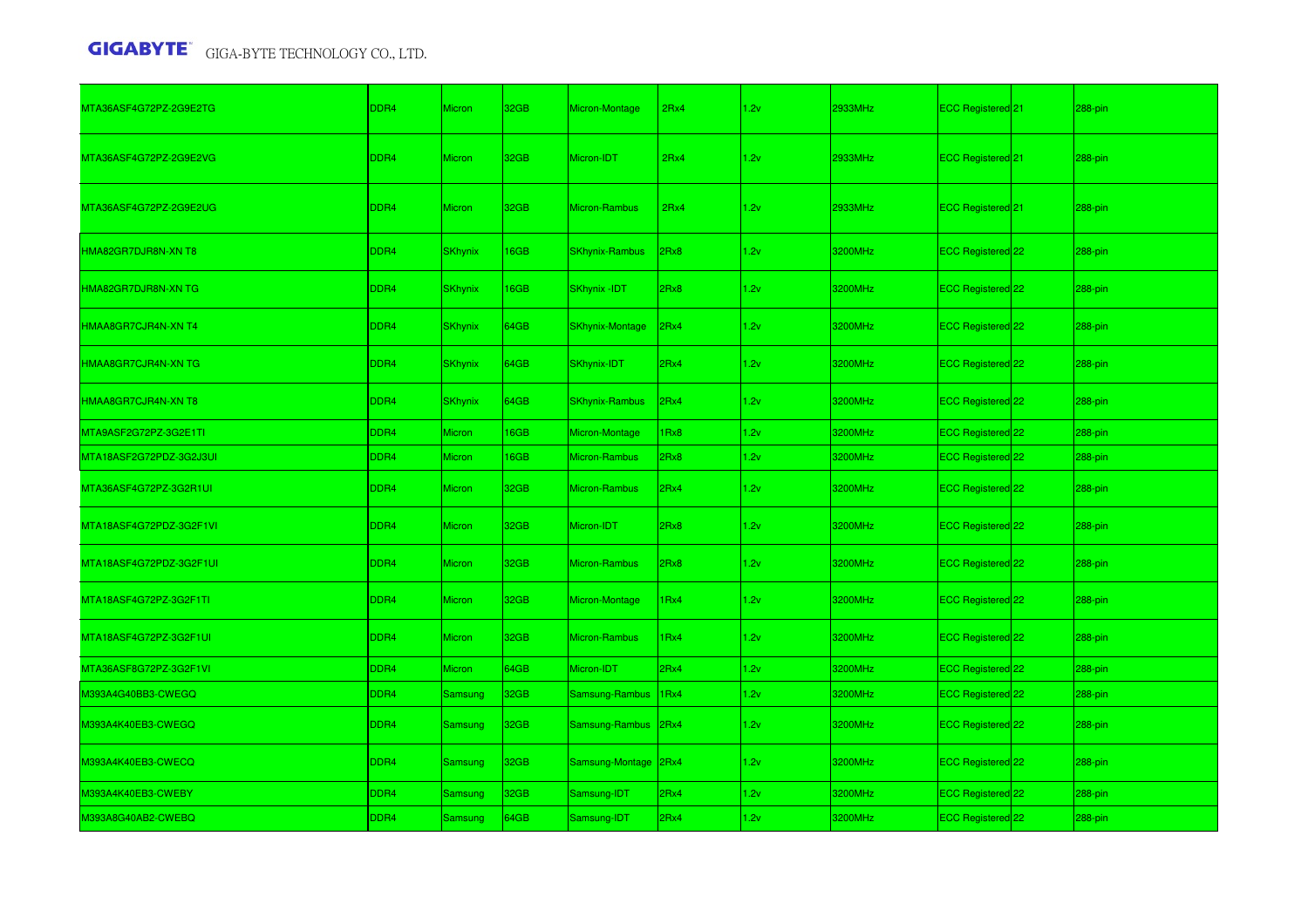| | | | | | | | | | | |
|---|---|---|---|---|---|---|---|---|---|---|
| MTA36ASF4G72PZ-2G9E2TG | DDR4 | Micron | 32GB | Micron-Montage | 2Rx4 | 1.2v | 2933MHz | ECC Registered | 21 | 288-pin |
| MTA36ASF4G72PZ-2G9E2VG | DDR4 | Micron | 32GB | Micron-IDT | 2Rx4 | 1.2v | 2933MHz | ECC Registered | 21 | 288-pin |
| MTA36ASF4G72PZ-2G9E2UG | DDR4 | Micron | 32GB | Micron-Rambus | 2Rx4 | 1.2v | 2933MHz | ECC Registered | 21 | 288-pin |
| HMA82GR7DJR8N-XN T8 | DDR4 | SKhynix | 16GB | SKhynix-Rambus | 2Rx8 | 1.2v | 3200MHz | ECC Registered | 22 | 288-pin |
| HMA82GR7DJR8N-XN TG | DDR4 | SKhynix | 16GB | SKhynix -IDT | 2Rx8 | 1.2v | 3200MHz | ECC Registered | 22 | 288-pin |
| HMAA8GR7CJR4N-XN T4 | DDR4 | SKhynix | 64GB | SKhynix-Montage | 2Rx4 | 1.2v | 3200MHz | ECC Registered | 22 | 288-pin |
| HMAA8GR7CJR4N-XN TG | DDR4 | SKhynix | 64GB | SKhynix-IDT | 2Rx4 | 1.2v | 3200MHz | ECC Registered | 22 | 288-pin |
| HMAA8GR7CJR4N-XN T8 | DDR4 | SKhynix | 64GB | SKhynix-Rambus | 2Rx4 | 1.2v | 3200MHz | ECC Registered | 22 | 288-pin |
| MTA9ASF2G72PZ-3G2E1TI | DDR4 | Micron | 16GB | Micron-Montage | 1Rx8 | 1.2v | 3200MHz | ECC Registered | 22 | 288-pin |
| MTA18ASF2G72PDZ-3G2J3UI | DDR4 | Micron | 16GB | Micron-Rambus | 2Rx8 | 1.2v | 3200MHz | ECC Registered | 22 | 288-pin |
| MTA36ASF4G72PZ-3G2R1UI | DDR4 | Micron | 32GB | Micron-Rambus | 2Rx4 | 1.2v | 3200MHz | ECC Registered | 22 | 288-pin |
| MTA18ASF4G72PDZ-3G2F1VI | DDR4 | Micron | 32GB | Micron-IDT | 2Rx8 | 1.2v | 3200MHz | ECC Registered | 22 | 288-pin |
| MTA18ASF4G72PDZ-3G2F1UI | DDR4 | Micron | 32GB | Micron-Rambus | 2Rx8 | 1.2v | 3200MHz | ECC Registered | 22 | 288-pin |
| MTA18ASF4G72PZ-3G2F1TI | DDR4 | Micron | 32GB | Micron-Montage | 1Rx4 | 1.2v | 3200MHz | ECC Registered | 22 | 288-pin |
| MTA18ASF4G72PZ-3G2F1UI | DDR4 | Micron | 32GB | Micron-Rambus | 1Rx4 | 1.2v | 3200MHz | ECC Registered | 22 | 288-pin |
| MTA36ASF8G72PZ-3G2F1VI | DDR4 | Micron | 64GB | Micron-IDT | 2Rx4 | 1.2v | 3200MHz | ECC Registered | 22 | 288-pin |
| M393A4G40BB3-CWEGQ | DDR4 | Samsung | 32GB | Samsung-Rambus | 1Rx4 | 1.2v | 3200MHz | ECC Registered | 22 | 288-pin |
| M393A4K40EB3-CWEGQ | DDR4 | Samsung | 32GB | Samsung-Rambus | 2Rx4 | 1.2v | 3200MHz | ECC Registered | 22 | 288-pin |
| M393A4K40EB3-CWECQ | DDR4 | Samsung | 32GB | Samsung-Montage | 2Rx4 | 1.2v | 3200MHz | ECC Registered | 22 | 288-pin |
| M393A4K40EB3-CWEBY | DDR4 | Samsung | 32GB | Samsung-IDT | 2Rx4 | 1.2v | 3200MHz | ECC Registered | 22 | 288-pin |
| M393A8G40AB2-CWEBQ | DDR4 | Samsung | 64GB | Samsung-IDT | 2Rx4 | 1.2v | 3200MHz | ECC Registered | 22 | 288-pin |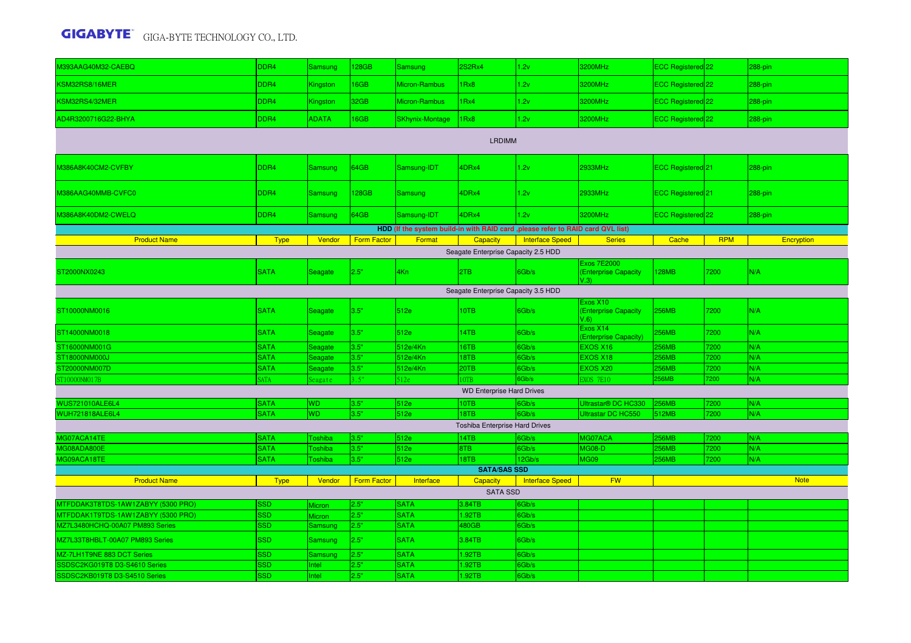| | | | | | | | | | | |
|---|---|---|---|---|---|---|---|---|---|---|
| M393AAG40M32-CAEBQ | DDR4 | Samsung | 128GB | Samsung | 2S2Rx4 | 1.2v | 3200MHz | ECC Registered | 22 | 288-pin |
| KSM32RS8/16MER | DDR4 | Kingston | 16GB | Micron-Rambus | 1Rx8 | 1.2v | 3200MHz | ECC Registered | 22 | 288-pin |
| KSM32RS4/32MER | DDR4 | Kingston | 32GB | Micron-Rambus | 1Rx4 | 1.2v | 3200MHz | ECC Registered | 22 | 288-pin |
| AD4R3200716G22-BHYA | DDR4 | ADATA | 16GB | SKhynix-Montage | 1Rx8 | 1.2v | 3200MHz | ECC Registered | 22 | 288-pin |
| LRDIMM | | | | | | | | | | |
| M386A8K40CM2-CVFBY | DDR4 | Samsung | 64GB | Samsung-IDT | 4DRx4 | 1.2v | 2933MHz | ECC Registered | 21 | 288-pin |
| M386AAG40MMB-CVFC0 | DDR4 | Samsung | 128GB | Samsung | 4DRx4 | 1.2v | 2933MHz | ECC Registered | 21 | 288-pin |
| M386A8K40DM2-CWELQ | DDR4 | Samsung | 64GB | Samsung-IDT | 4DRx4 | 1.2v | 3200MHz | ECC Registered | 22 | 288-pin |

**HDD (If the system build-in with RAID card ,please refer to RAID card QVL list)**

| Product Name | Type | Vendor | Form Factor | Format | Capacity | Interface Speed | Series | Cache | RPM | Encryption |
|---|---|---|---|---|---|---|---|---|---|---|
| Seagate Enterprise Capacity 2.5 HDD | | | | | | | | | | |
| ST2000NX0243 | SATA | Seagate | 2.5" | 4Kn | 2TB | 6Gb/s | Exos 7E2000 (Enterprise Capacity V.3) | 128MB | 7200 | N/A |
| Seagate Enterprise Capacity 3.5 HDD | | | | | | | | | | |
| ST10000NM0016 | SATA | Seagate | 3.5" | 512e | 10TB | 6Gb/s | Exos X10 (Enterprise Capacity V.6) | 256MB | 7200 | N/A |
| ST14000NM0018 | SATA | Seagate | 3.5" | 512e | 14TB | 6Gb/s | Exos X14 (Enterprise Capacity) | 256MB | 7200 | N/A |
| ST16000NM001G | SATA | Seagate | 3.5" | 512e/4Kn | 16TB | 6Gb/s | EXOS X16 | 256MB | 7200 | N/A |
| ST18000NM000J | SATA | Seagate | 3.5" | 512e/4Kn | 18TB | 6Gb/s | EXOS X18 | 256MB | 7200 | N/A |
| ST20000NM007D | SATA | Seagate | 3.5" | 512e/4Kn | 20TB | 6Gb/s | EXOS X20 | 256MB | 7200 | N/A |
| ST10000NM017B | SATA | Seagate | 3.5" | 512e | 10TB | 6Gb/s | EXOS 7E10 | 256MB | 7200 | N/A |
| WD Enterprise Hard Drives | | | | | | | | | | |
| WUS721010ALE6L4 | SATA | WD | 3.5" | 512e | 10TB | 6Gb/s | Ultrastar® DC HC330 | 256MB | 7200 | N/A |
| WUH721818ALE6L4 | SATA | WD | 3.5" | 512e | 18TB | 6Gb/s | Ultrastar DC HC550 | 512MB | 7200 | N/A |
| Toshiba Enterprise Hard Drives | | | | | | | | | | |
| MG07ACA14TE | SATA | Toshiba | 3.5" | 512e | 14TB | 6Gb/s | MG07ACA | 256MB | 7200 | N/A |
| MG08ADA800E | SATA | Toshiba | 3.5" | 512e | 8TB | 6Gb/s | MG08-D | 256MB | 7200 | N/A |
| MG09ACA18TE | SATA | Toshiba | 3.5" | 512e | 18TB | 12Gb/s | MG09 | 256MB | 7200 | N/A |

**SATA/SAS SSD**

| Product Name | Type | Vendor | Form Factor | Interface | Capacity | Interface Speed | FW | Note |
|---|---|---|---|---|---|---|---|---|
| SATA SSD | | | | | | | | |
| MTFDDAK3T8TDS-1AW1ZABYY (5300 PRO) | SSD | Micron | 2.5" | SATA | 3.84TB | 6Gb/s | | |
| MTFDDAK1T9TDS-1AW1ZABYY (5300 PRO) | SSD | Micron | 2.5" | SATA | 1.92TB | 6Gb/s | | |
| MZ7L3480HCHQ-00A07 PM893 Series | SSD | Samsung | 2.5" | SATA | 480GB | 6Gb/s | | |
| MZ7L33T8HBLT-00A07 PM893 Series | SSD | Samsung | 2.5" | SATA | 3.84TB | 6Gb/s | | |
| MZ-7LH1T9NE 883 DCT Series | SSD | Samsung | 2.5" | SATA | 1.92TB | 6Gb/s | | |
| SSDSC2KG019T8 D3-S4610 Series | SSD | Intel | 2.5" | SATA | 1.92TB | 6Gb/s | | |
| SSDSC2KB019T8 D3-S4510 Series | SSD | Intel | 2.5" | SATA | 1.92TB | 6Gb/s | | |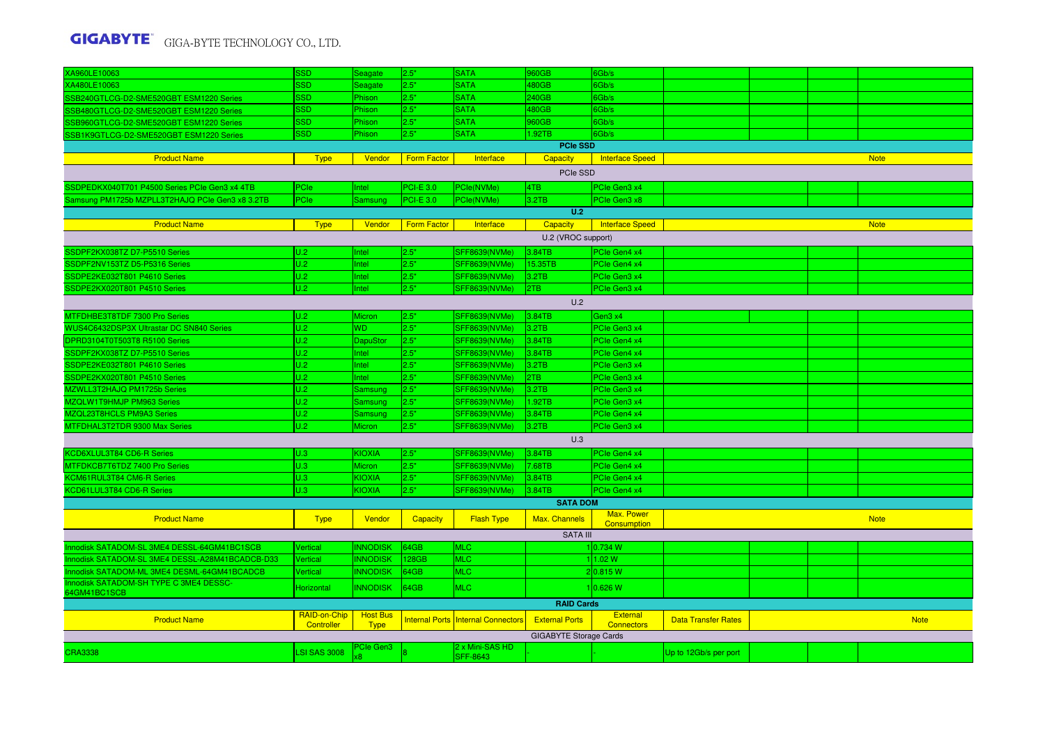| | | | | | | | | | | |
|---|---|---|---|---|---|---|---|---|---|---|
| XA960LE10063 | SSD | Seagate | 2.5" | SATA | 960GB | 6Gb/s | | | | |
| XA480LE10063 | SSD | Seagate | 2.5" | SATA | 480GB | 6Gb/s | | | | |
| SSB240GTLCG-D2-SME520GBT ESM1220 Series | SSD | Phison | 2.5" | SATA | 240GB | 6Gb/s | | | | |
| SSB480GTLCG-D2-SME520GBT ESM1220 Series | SSD | Phison | 2.5" | SATA | 480GB | 6Gb/s | | | | |
| SSB960GTLCG-D2-SME520GBT ESM1220 Series | SSD | Phison | 2.5" | SATA | 960GB | 6Gb/s | | | | |
| SSB1K9GTLCG-D2-SME520GBT ESM1220 Series | SSD | Phison | 2.5" | SATA | 1.92TB | 6Gb/s | | | | |

**PCIe SSD**

| Product Name | Type | Vendor | Form Factor | Interface | Capacity | Interface Speed | | | | Note |
|---|---|---|---|---|---|---|---|---|---|---|
| PCIe SSD | | | | | | | | | | |
| SSDPEDKX040T701 P4500 Series PCIe Gen3 x4 4TB | PCIe | Intel | PCI-E 3.0 | PCIe(NVMe) | 4TB | PCIe Gen3 x4 | | | | |
| Samsung PM1725b MZPLL3T2HAJQ PCIe Gen3 x8 3.2TB | PCIe | Samsung | PCI-E 3.0 | PCIe(NVMe) | 3.2TB | PCIe Gen3 x8 | | | | |

**U.2**

| Product Name | Type | Vendor | Form Factor | Interface | Capacity | Interface Speed | | | | Note |
|---|---|---|---|---|---|---|---|---|---|---|
| U.2 (VROC support) | | | | | | | | | | |
| SSDPF2KX038TZ D7-P5510 Series | U.2 | Intel | 2.5" | SFF8639(NVMe) | 3.84TB | PCIe Gen4 x4 | | | | |
| SSDPF2NV153TZ D5-P5316 Series | U.2 | Intel | 2.5" | SFF8639(NVMe) | 15.35TB | PCIe Gen4 x4 | | | | |
| SSDPE2KE032T801 P4610 Series | U.2 | Intel | 2.5" | SFF8639(NVMe) | 3.2TB | PCIe Gen3 x4 | | | | |
| SSDPE2KX020T801 P4510 Series | U.2 | Intel | 2.5" | SFF8639(NVMe) | 2TB | PCIe Gen3 x4 | | | | |
| U.2 | | | | | | | | | | |
| MTFDHBE3T8TDF 7300 Pro Series | U.2 | Micron | 2.5" | SFF8639(NVMe) | 3.84TB | Gen3 x4 | | | | |
| WUS4C6432DSP3X Ultrastar DC SN840 Series | U.2 | WD | 2.5" | SFF8639(NVMe) | 3.2TB | PCIe Gen3 x4 | | | | |
| DPRD3104T0T503T8 R5100 Series | U.2 | DapuStor | 2.5" | SFF8639(NVMe) | 3.84TB | PCIe Gen4 x4 | | | | |
| SSDPF2KX038TZ D7-P5510 Series | U.2 | Intel | 2.5" | SFF8639(NVMe) | 3.84TB | PCIe Gen4 x4 | | | | |
| SSDPE2KE032T801 P4610 Series | U.2 | Intel | 2.5" | SFF8639(NVMe) | 3.2TB | PCIe Gen3 x4 | | | | |
| SSDPE2KX020T801 P4510 Series | U.2 | Intel | 2.5" | SFF8639(NVMe) | 2TB | PCIe Gen3 x4 | | | | |
| MZWLL3T2HAJQ PM1725b Series | U.2 | Samsung | 2.5" | SFF8639(NVMe) | 3.2TB | PCIe Gen3 x4 | | | | |
| MZQLW1T9HMJP PM963 Series | U.2 | Samsung | 2.5" | SFF8639(NVMe) | 1.92TB | PCIe Gen3 x4 | | | | |
| MZQL23T8HCLS PM9A3 Series | U.2 | Samsung | 2.5" | SFF8639(NVMe) | 3.84TB | PCIe Gen4 x4 | | | | |
| MTFDHAL3T2TDR 9300 Max Series | U.2 | Micron | 2.5" | SFF8639(NVMe) | 3.2TB | PCIe Gen3 x4 | | | | |
| U.3 | | | | | | | | | | |
| KCD6XLUL3T84 CD6-R Series | U.3 | KIOXIA | 2.5" | SFF8639(NVMe) | 3.84TB | PCIe Gen4 x4 | | | | |
| MTFDKCB7T6TDZ 7400 Pro Series | U.3 | Micron | 2.5" | SFF8639(NVMe) | 7.68TB | PCIe Gen4 x4 | | | | |
| KCM61RUL3T84 CM6-R Series | U.3 | KIOXIA | 2.5" | SFF8639(NVMe) | 3.84TB | PCIe Gen4 x4 | | | | |
| KCD61LUL3T84 CD6-R Series | U.3 | KIOXIA | 2.5" | SFF8639(NVMe) | 3.84TB | PCIe Gen4 x4 | | | | |

**SATA DOM**

| Product Name | Type | Vendor | Capacity | Flash Type | Max. Channels | Max. Power Consumption | | | | Note |
|---|---|---|---|---|---|---|---|---|---|---|
| SATA III | | | | | | | | | | |
| Innodisk SATADOM-SL 3ME4 DESSL-64GM41BC1SCB | Vertical | INNODISK | 64GB | MLC | 1 | 0.734 W | | | | |
| Innodisk SATADOM-SL 3ME4 DESSL-A28M41BCADCB-D33 | Vertical | INNODISK | 128GB | MLC | 1 | 1.02 W | | | | |
| Innodisk SATADOM-ML 3ME4 DESML-64GM41BCADCB | Vertical | INNODISK | 64GB | MLC | 2 | 0.815 W | | | | |
| Innodisk SATADOM-SH TYPE C 3ME4 DESSC-64GM41BC1SCB | Horizontal | INNODISK | 64GB | MLC | 1 | 0.626 W | | | | |

**RAID Cards**

| Product Name | RAID-on-Chip Controller | Host Bus Type | Internal Ports | Internal Connectors | External Ports | External Connectors | Data Transfer Rates | | | Note |
|---|---|---|---|---|---|---|---|---|---|---|
| GIGABYTE Storage Cards | | | | | | | | | | |
| CRA3338 | LSI SAS 3008 | PCIe Gen3 x8 | 8 | 2 x Mini-SAS HD SFF-8643 | - | - | Up to 12Gb/s per port | | | |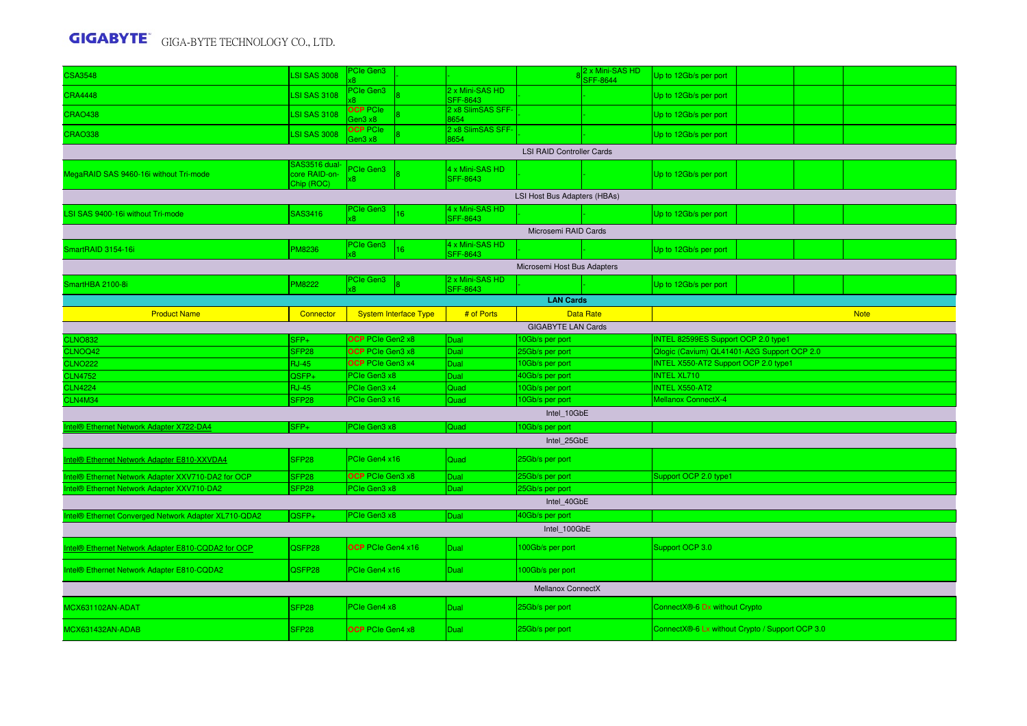| CSA3548 | LSI SAS 3008 | PCIe Gen3 x8 | - | - | 8 | 2 x Mini-SAS HD SFF-8644 | Up to 12Gb/s per port | | | |
|---|---|---|---|---|---|---|---|---|---|---|
| CRA4448 | LSI SAS 3108 | PCIe Gen3 x8 | 8 | 2 x Mini-SAS HD SFF-8643 | - | - | Up to 12Gb/s per port | | | |
| CRAO438 | LSI SAS 3108 | OCP PCIe Gen3 x8 | 8 | 2 x8 SlimSAS SFF-8654 | - | - | Up to 12Gb/s per port | | | |
| CRAO338 | LSI SAS 3008 | OCP PCIe Gen3 x8 | 8 | 2 x8 SlimSAS SFF-8654 | - | - | Up to 12Gb/s per port | | | |
| LSI RAID Controller Cards | | | | | | | | | | |
| MegaRAID SAS 9460-16i without Tri-mode | SAS3516 dual-core RAID-on-Chip (ROC) | PCIe Gen3 x8 | 8 | 4 x Mini-SAS HD SFF-8643 | - | - | Up to 12Gb/s per port | | | |
| LSI Host Bus Adapters (HBAs) | | | | | | | | | | |
| LSI SAS 9400-16i without Tri-mode | SAS3416 | PCIe Gen3 x8 | 16 | 4 x Mini-SAS HD SFF-8643 | - | - | Up to 12Gb/s per port | | | |
| Microsemi RAID Cards | | | | | | | | | | |
| SmartRAID 3154-16i | PM8236 | PCIe Gen3 x8 | 16 | 4 x Mini-SAS HD SFF-8643 | - | - | Up to 12Gb/s per port | | | |
| Microsemi Host Bus Adapters | | | | | | | | | | |
| SmartHBA 2100-8i | PM8222 | PCIe Gen3 x8 | 8 | 2 x Mini-SAS HD SFF-8643 | - | - | Up to 12Gb/s per port | | | |

**LAN Cards**

| Product Name | Connector | System Interface Type | # of Ports | Data Rate | Note |
|---|---|---|---|---|---|
| GIGABYTE LAN Cards | | | | | |
| CLNO832 | SFP+ | OCP PCIe Gen2 x8 | Dual | 10Gb/s per port | INTEL 82599ES Support OCP 2.0 type1 |
| CLNOQ42 | SFP28 | OCP PCIe Gen3 x8 | Dual | 25Gb/s per port | Qlogic (Cavium) QL41401-A2G Support OCP 2.0 |
| CLNO222 | RJ-45 | OCP PCIe Gen3 x4 | Dual | 10Gb/s per port | INTEL X550-AT2 Support OCP 2.0 type1 |
| CLN4752 | QSFP+ | PCIe Gen3 x8 | Dual | 40Gb/s per port | INTEL XL710 |
| CLN4224 | RJ-45 | PCIe Gen3 x4 | Quad | 10Gb/s per port | INTEL X550-AT2 |
| CLN4M34 | SFP28 | PCIe Gen3 x16 | Quad | 10Gb/s per port | Mellanox ConnectX-4 |
| Intel_10GbE | | | | | |
| Intel® Ethernet Network Adapter X722-DA4 | SFP+ | PCIe Gen3 x8 | Quad | 10Gb/s per port | |
| Intel_25GbE | | | | | |
| Intel® Ethernet Network Adapter E810-XXVDA4 | SFP28 | PCIe Gen4 x16 | Quad | 25Gb/s per port | |
| Intel® Ethernet Network Adapter XXV710-DA2 for OCP | SFP28 | OCP PCIe Gen3 x8 | Dual | 25Gb/s per port | Support OCP 2.0 type1 |
| Intel® Ethernet Network Adapter XXV710-DA2 | SFP28 | PCIe Gen3 x8 | Dual | 25Gb/s per port | |
| Intel_40GbE | | | | | |
| Intel® Ethernet Converged Network Adapter XL710-QDA2 | QSFP+ | PCIe Gen3 x8 | Dual | 40Gb/s per port | |
| Intel_100GbE | | | | | |
| Intel® Ethernet Network Adapter E810-CQDA2 for OCP | QSFP28 | OCP PCIe Gen4 x16 | Dual | 100Gb/s per port | Support OCP 3.0 |
| Intel® Ethernet Network Adapter E810-CQDA2 | QSFP28 | PCIe Gen4 x16 | Dual | 100Gb/s per port | |
| Mellanox ConnectX | | | | | |
| MCX631102AN-ADAT | SFP28 | PCIe Gen4 x8 | Dual | 25Gb/s per port | ConnectX®-6 Dx without Crypto |
| MCX631432AN-ADAB | SFP28 | OCP PCIe Gen4 x8 | Dual | 25Gb/s per port | ConnectX®-6 Lx without Crypto / Support OCP 3.0 |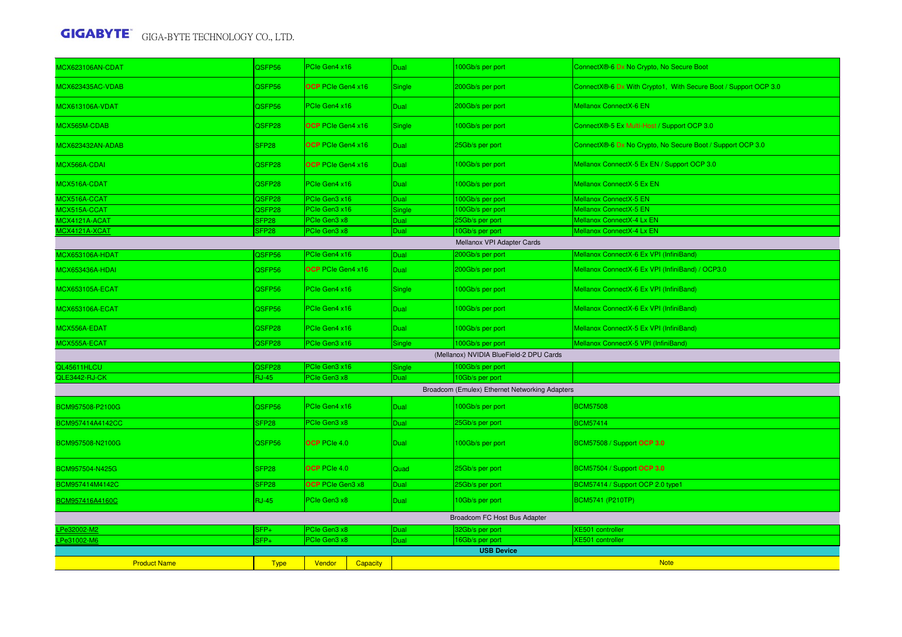| | | | | | |
|---|---|---|---|---|---|
| MCX623106AN-CDAT | QSFP56 | PCIe Gen4 x16 | Dual | 100Gb/s per port | ConnectX®-6 Dx No Crypto, No Secure Boot |
| MCX623435AC-VDAB | QSFP56 | OCP PCIe Gen4 x16 | Single | 200Gb/s per port | ConnectX®-6 Dx With Crypto1, With Secure Boot / Support OCP 3.0 |
| MCX613106A-VDAT | QSFP56 | PCIe Gen4 x16 | Dual | 200Gb/s per port | Mellanox ConnectX-6 EN |
| MCX565M-CDAB | QSFP28 | OCP PCIe Gen4 x16 | Single | 100Gb/s per port | ConnectX®-5 Ex Multi-Host / Support OCP 3.0 |
| MCX623432AN-ADAB | SFP28 | OCP PCIe Gen4 x16 | Dual | 25Gb/s per port | ConnectX®-6 Dx No Crypto, No Secure Boot / Support OCP 3.0 |
| MCX566A-CDAI | QSFP28 | OCP PCIe Gen4 x16 | Dual | 100Gb/s per port | Mellanox ConnectX-5 Ex EN / Support OCP 3.0 |
| MCX516A-CDAT | QSFP28 | PCIe Gen4 x16 | Dual | 100Gb/s per port | Mellanox ConnectX-5 Ex EN |
| MCX516A-CCAT | QSFP28 | PCIe Gen3 x16 | Dual | 100Gb/s per port | Mellanox ConnectX-5 EN |
| MCX515A-CCAT | QSFP28 | PCIe Gen3 x16 | Single | 100Gb/s per port | Mellanox ConnectX-5 EN |
| MCX4121A-ACAT | SFP28 | PCIe Gen3 x8 | Dual | 25Gb/s per port | Mellanox ConnectX-4 Lx EN |
| MCX4121A-XCAT | SFP28 | PCIe Gen3 x8 | Dual | 10Gb/s per port | Mellanox ConnectX-4 Lx EN |
| Mellanox VPI Adapter Cards | | | | | |
| MCX653106A-HDAT | QSFP56 | PCIe Gen4 x16 | Dual | 200Gb/s per port | Mellanox ConnectX-6 Ex VPI (InfiniBand) |
| MCX653436A-HDAI | QSFP56 | OCP PCIe Gen4 x16 | Dual | 200Gb/s per port | Mellanox ConnectX-6 Ex VPI (InfiniBand) / OCP3.0 |
| MCX653105A-ECAT | QSFP56 | PCIe Gen4 x16 | Single | 100Gb/s per port | Mellanox ConnectX-6 Ex VPI (InfiniBand) |
| MCX653106A-ECAT | QSFP56 | PCIe Gen4 x16 | Dual | 100Gb/s per port | Mellanox ConnectX-6 Ex VPI (InfiniBand) |
| MCX556A-EDAT | QSFP28 | PCIe Gen4 x16 | Dual | 100Gb/s per port | Mellanox ConnectX-5 Ex VPI (InfiniBand) |
| MCX555A-ECAT | QSFP28 | PCIe Gen3 x16 | Single | 100Gb/s per port | Mellanox ConnectX-5 VPI (InfiniBand) |
| (Mellanox) NVIDIA BlueField-2 DPU Cards | | | | | |
| QL45611HLCU | QSFP28 | PCIe Gen3 x16 | Single | 100Gb/s per port | |
| QLE3442-RJ-CK | RJ-45 | PCIe Gen3 x8 | Dual | 10Gb/s per port | |
| Broadcom (Emulex) Ethernet Networking Adapters | | | | | |
| BCM957508-P2100G | QSFP56 | PCIe Gen4 x16 | Dual | 100Gb/s per port | BCM57508 |
| BCM957414A4142CC | SFP28 | PCIe Gen3 x8 | Dual | 25Gb/s per port | BCM57414 |
| BCM957508-N2100G | QSFP56 | OCP PCIe 4.0 | Dual | 100Gb/s per port | BCM57508 / Support OCP 3.0 |
| BCM957504-N425G | SFP28 | OCP PCIe 4.0 | Quad | 25Gb/s per port | BCM57504 / Support OCP 3.0 |
| BCM957414M4142C | SFP28 | OCP PCIe Gen3 x8 | Dual | 25Gb/s per port | BCM57414 / Support OCP 2.0 type1 |
| BCM957416A4160C | RJ-45 | PCIe Gen3 x8 | Dual | 10Gb/s per port | BCM5741 (P210TP) |
| Broadcom FC Host Bus Adapter | | | | | |
| LPe32002-M2 | SFP+ | PCIe Gen3 x8 | Dual | 32Gb/s per port | XE501 controller |
| LPe31002-M6 | SFP+ | PCIe Gen3 x8 | Dual | 16Gb/s per port | XE501 controller |

**USB Device**

| Product Name | Type | Vendor | Capacity | Note |
|---|---|---|---|---|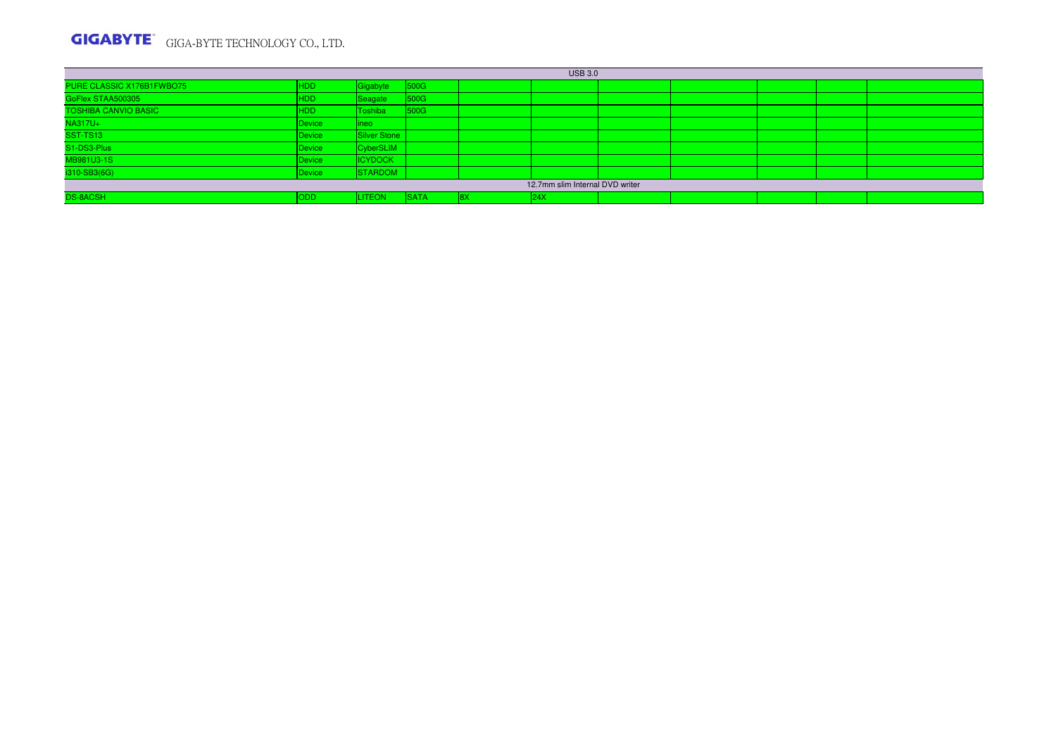| | | | | | | | | | | |
|---|---|---|---|---|---|---|---|---|---|---|
| USB 3.0 | | | | | | | | | | |
| PURE CLASSIC X176B1FWBO75 | HDD | Gigabyte | 500G | | | | | | | |
| GoFlex STAA500305 | HDD | Seagate | 500G | | | | | | | |
| TOSHIBA CANVIO BASIC | HDD | Toshiba | 500G | | | | | | | |
| NA317U+ | Device | ineo | | | | | | | | |
| SST-TS13 | Device | Silver Stone | | | | | | | | |
| S1-DS3-Plus | Device | CyberSLIM | | | | | | | | |
| MB981U3-1S | Device | ICYDOCK | | | | | | | | |
| i310-SB3(6G) | Device | STARDOM | | | | | | | | |
| 12.7mm slim Internal DVD writer | | | | | | | | | | |
| DS-8ACSH | ODD | LITEON | SATA | 8X | 24X | | | | | |